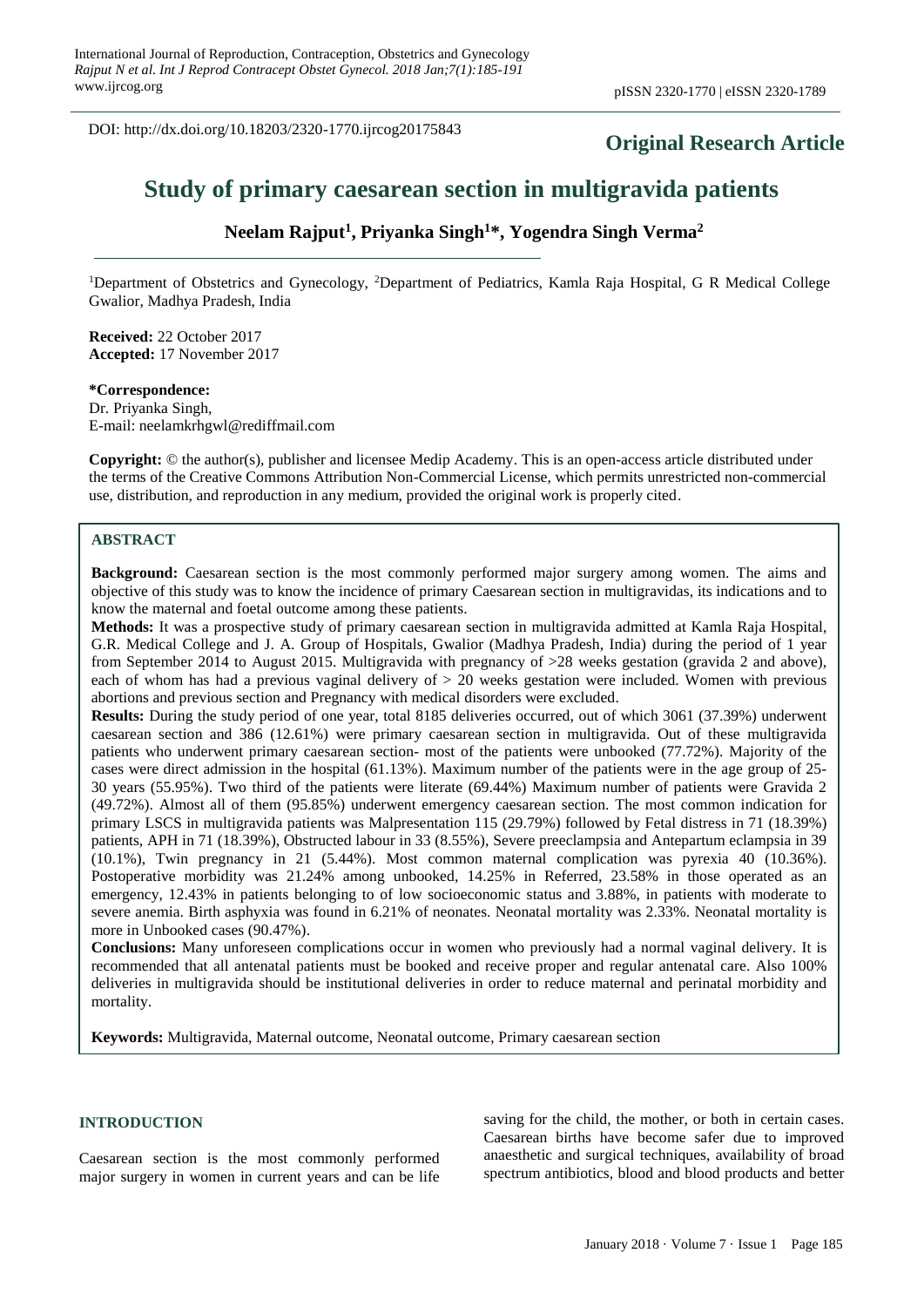DOI: http://dx.doi.org/10.18203/2320-1770.ijrcog20175843

**Original Research Article**

# Study of primary caesarean section in multigravida patients

**Neelam Rajput[1], Priyanka Singh[1]*, Yogendra Singh Verma[2]**

[1]Department of Obstetrics and Gynecology, [2]Department of Pediatrics, Kamla Raja Hospital, G R Medical College Gwalior, Madhya Pradesh, India

**Received:** 22 October 2017
**Accepted:** 17 November 2017

**\*Correspondence:**
Dr. Priyanka Singh,
E-mail: neelamkrhgwl@rediffmail.com

**Copyright:** © the author(s), publisher and licensee Medip Academy. This is an open-access article distributed under the terms of the Creative Commons Attribution Non-Commercial License, which permits unrestricted non-commercial use, distribution, and reproduction in any medium, provided the original work is properly cited.

## ABSTRACT

**Background:** Caesarean section is the most commonly performed major surgery among women. The aims and objective of this study was to know the incidence of primary Caesarean section in multigravidas, its indications and to know the maternal and foetal outcome among these patients.

**Methods:** It was a prospective study of primary caesarean section in multigravida admitted at Kamla Raja Hospital, G.R. Medical College and J. A. Group of Hospitals, Gwalior (Madhya Pradesh, India) during the period of 1 year from September 2014 to August 2015. Multigravida with pregnancy of >28 weeks gestation (gravida 2 and above), each of whom has had a previous vaginal delivery of > 20 weeks gestation were included. Women with previous abortions and previous section and Pregnancy with medical disorders were excluded.

**Results:** During the study period of one year, total 8185 deliveries occurred, out of which 3061 (37.39%) underwent caesarean section and 386 (12.61%) were primary caesarean section in multigravida. Out of these multigravida patients who underwent primary caesarean section- most of the patients were unbooked (77.72%). Majority of the cases were direct admission in the hospital (61.13%). Maximum number of the patients were in the age group of 25-30 years (55.95%). Two third of the patients were literate (69.44%) Maximum number of patients were Gravida 2 (49.72%). Almost all of them (95.85%) underwent emergency caesarean section. The most common indication for primary LSCS in multigravida patients was Malpresentation 115 (29.79%) followed by Fetal distress in 71 (18.39%) patients, APH in 71 (18.39%), Obstructed labour in 33 (8.55%), Severe preeclampsia and Antepartum eclampsia in 39 (10.1%), Twin pregnancy in 21 (5.44%). Most common maternal complication was pyrexia 40 (10.36%). Postoperative morbidity was 21.24% among unbooked, 14.25% in Referred, 23.58% in those operated as an emergency, 12.43% in patients belonging to of low socioeconomic status and 3.88%, in patients with moderate to severe anemia. Birth asphyxia was found in 6.21% of neonates. Neonatal mortality was 2.33%. Neonatal mortality is more in Unbooked cases (90.47%).

**Conclusions:** Many unforeseen complications occur in women who previously had a normal vaginal delivery. It is recommended that all antenatal patients must be booked and receive proper and regular antenatal care. Also 100% deliveries in multigravida should be institutional deliveries in order to reduce maternal and perinatal morbidity and mortality.

**Keywords:** Multigravida, Maternal outcome, Neonatal outcome, Primary caesarean section

## INTRODUCTION

Caesarean section is the most commonly performed major surgery in women in current years and can be life saving for the child, the mother, or both in certain cases. Caesarean births have become safer due to improved anaesthetic and surgical techniques, availability of broad spectrum antibiotics, blood and blood products and better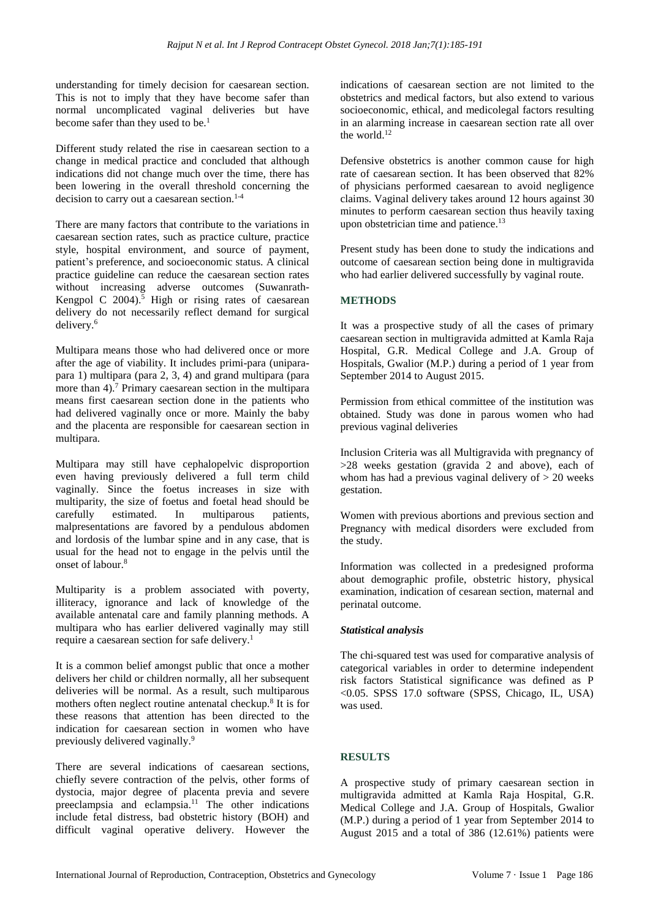understanding for timely decision for caesarean section. This is not to imply that they have become safer than normal uncomplicated vaginal deliveries but have become safer than they used to be.[1]

Different study related the rise in caesarean section to a change in medical practice and concluded that although indications did not change much over the time, there has been lowering in the overall threshold concerning the decision to carry out a caesarean section.[1-4]

There are many factors that contribute to the variations in caesarean section rates, such as practice culture, practice style, hospital environment, and source of payment, patient's preference, and socioeconomic status. A clinical practice guideline can reduce the caesarean section rates without increasing adverse outcomes (Suwanrath-Kengpol C 2004).[5] High or rising rates of caesarean delivery do not necessarily reflect demand for surgical delivery.[6]

Multipara means those who had delivered once or more after the age of viability. It includes primi-para (unipara-para 1) multipara (para 2, 3, 4) and grand multipara (para more than 4).[7] Primary caesarean section in the multipara means first caesarean section done in the patients who had delivered vaginally once or more. Mainly the baby and the placenta are responsible for caesarean section in multipara.

Multipara may still have cephalopelvic disproportion even having previously delivered a full term child vaginally. Since the foetus increases in size with multiparity, the size of foetus and foetal head should be carefully estimated. In multiparous patients, malpresentations are favored by a pendulous abdomen and lordosis of the lumbar spine and in any case, that is usual for the head not to engage in the pelvis until the onset of labour.[8]

Multiparity is a problem associated with poverty, illiteracy, ignorance and lack of knowledge of the available antenatal care and family planning methods. A multipara who has earlier delivered vaginally may still require a caesarean section for safe delivery.[1]

It is a common belief amongst public that once a mother delivers her child or children normally, all her subsequent deliveries will be normal. As a result, such multiparous mothers often neglect routine antenatal checkup.[8] It is for these reasons that attention has been directed to the indication for caesarean section in women who have previously delivered vaginally.[9]

There are several indications of caesarean sections, chiefly severe contraction of the pelvis, other forms of dystocia, major degree of placenta previa and severe preeclampsia and eclampsia.[11] The other indications include fetal distress, bad obstetric history (BOH) and difficult vaginal operative delivery. However the indications of caesarean section are not limited to the obstetrics and medical factors, but also extend to various socioeconomic, ethical, and medicolegal factors resulting in an alarming increase in caesarean section rate all over the world.[12]

Defensive obstetrics is another common cause for high rate of caesarean section. It has been observed that 82% of physicians performed caesarean to avoid negligence claims. Vaginal delivery takes around 12 hours against 30 minutes to perform caesarean section thus heavily taxing upon obstetrician time and patience.[13]

Present study has been done to study the indications and outcome of caesarean section being done in multigravida who had earlier delivered successfully by vaginal route.

## METHODS

It was a prospective study of all the cases of primary caesarean section in multigravida admitted at Kamla Raja Hospital, G.R. Medical College and J.A. Group of Hospitals, Gwalior (M.P.) during a period of 1 year from September 2014 to August 2015.

Permission from ethical committee of the institution was obtained. Study was done in parous women who had previous vaginal deliveries

Inclusion Criteria was all Multigravida with pregnancy of >28 weeks gestation (gravida 2 and above), each of whom has had a previous vaginal delivery of > 20 weeks gestation.

Women with previous abortions and previous section and Pregnancy with medical disorders were excluded from the study.

Information was collected in a predesigned proforma about demographic profile, obstetric history, physical examination, indication of cesarean section, maternal and perinatal outcome.

### *Statistical analysis*

The chi-squared test was used for comparative analysis of categorical variables in order to determine independent risk factors Statistical significance was defined as P <0.05. SPSS 17.0 software (SPSS, Chicago, IL, USA) was used.

## RESULTS

A prospective study of primary caesarean section in multigravida admitted at Kamla Raja Hospital, G.R. Medical College and J.A. Group of Hospitals, Gwalior (M.P.) during a period of 1 year from September 2014 to August 2015 and a total of 386 (12.61%) patients were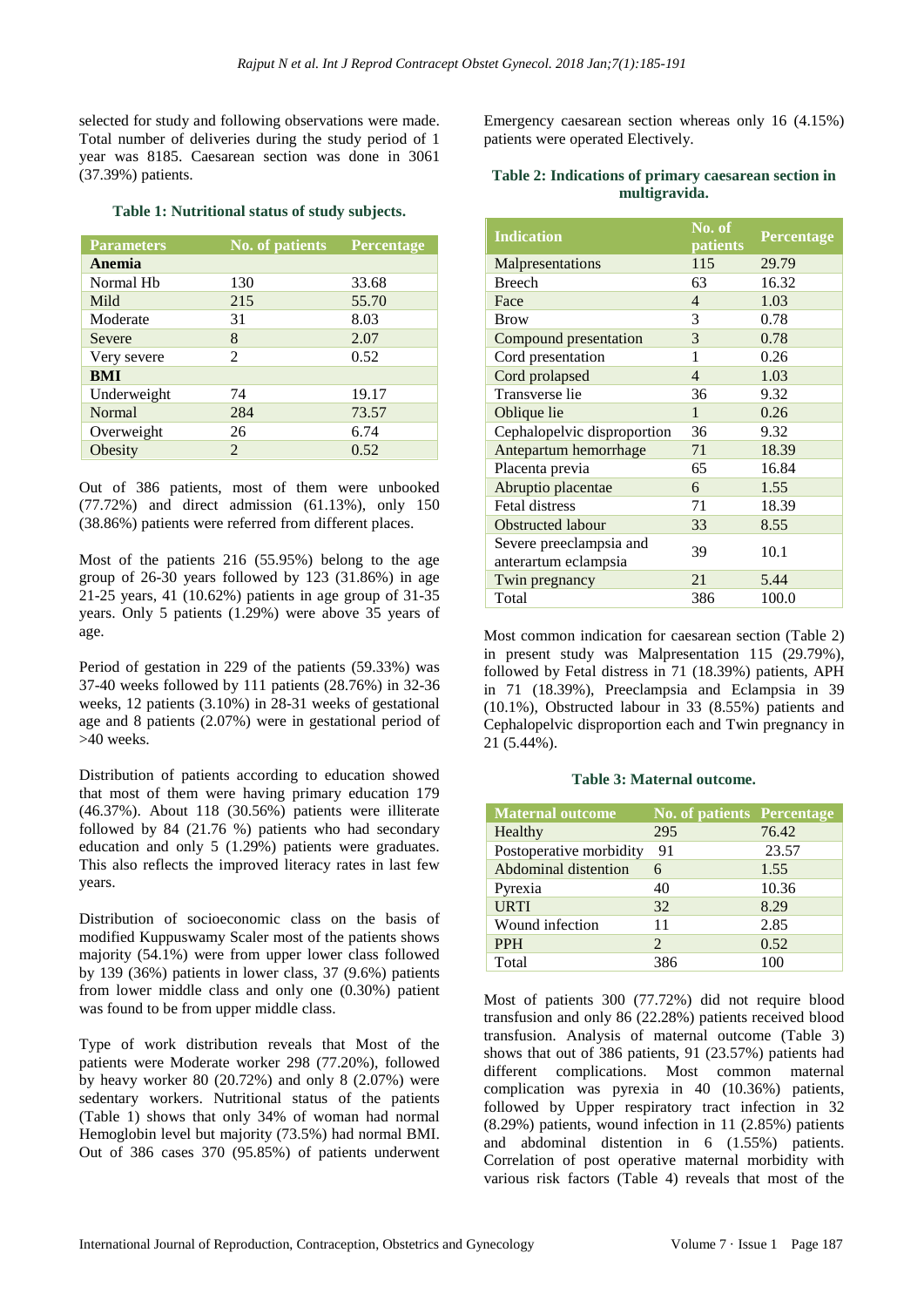selected for study and following observations were made. Total number of deliveries during the study period of 1 year was 8185. Caesarean section was done in 3061 (37.39%) patients.

**Table 1: Nutritional status of study subjects.**

| Parameters | No. of patients | Percentage |
|---|---|---|
| **Anemia** | | |
| Normal Hb | 130 | 33.68 |
| Mild | 215 | 55.70 |
| Moderate | 31 | 8.03 |
| Severe | 8 | 2.07 |
| Very severe | 2 | 0.52 |
| **BMI** | | |
| Underweight | 74 | 19.17 |
| Normal | 284 | 73.57 |
| Overweight | 26 | 6.74 |
| Obesity | 2 | 0.52 |

Out of 386 patients, most of them were unbooked (77.72%) and direct admission (61.13%), only 150 (38.86%) patients were referred from different places.

Most of the patients 216 (55.95%) belong to the age group of 26-30 years followed by 123 (31.86%) in age 21-25 years, 41 (10.62%) patients in age group of 31-35 years. Only 5 patients (1.29%) were above 35 years of age.

Period of gestation in 229 of the patients (59.33%) was 37-40 weeks followed by 111 patients (28.76%) in 32-36 weeks, 12 patients (3.10%) in 28-31 weeks of gestational age and 8 patients (2.07%) were in gestational period of >40 weeks.

Distribution of patients according to education showed that most of them were having primary education 179 (46.37%). About 118 (30.56%) patients were illiterate followed by 84 (21.76 %) patients who had secondary education and only 5 (1.29%) patients were graduates. This also reflects the improved literacy rates in last few years.

Distribution of socioeconomic class on the basis of modified Kuppuswamy Scaler most of the patients shows majority (54.1%) were from upper lower class followed by 139 (36%) patients in lower class, 37 (9.6%) patients from lower middle class and only one (0.30%) patient was found to be from upper middle class.

Type of work distribution reveals that Most of the patients were Moderate worker 298 (77.20%), followed by heavy worker 80 (20.72%) and only 8 (2.07%) were sedentary workers. Nutritional status of the patients (Table 1) shows that only 34% of woman had normal Hemoglobin level but majority (73.5%) had normal BMI. Out of 386 cases 370 (95.85%) of patients underwent Emergency caesarean section whereas only 16 (4.15%) patients were operated Electively.

**Table 2: Indications of primary caesarean section in multigravida.**

| Indication | No. of patients | Percentage |
|---|---|---|
| Malpresentations | 115 | 29.79 |
| Breech | 63 | 16.32 |
| Face | 4 | 1.03 |
| Brow | 3 | 0.78 |
| Compound presentation | 3 | 0.78 |
| Cord presentation | 1 | 0.26 |
| Cord prolapsed | 4 | 1.03 |
| Transverse lie | 36 | 9.32 |
| Oblique lie | 1 | 0.26 |
| Cephalopelvic disproportion | 36 | 9.32 |
| Antepartum hemorrhage | 71 | 18.39 |
| Placenta previa | 65 | 16.84 |
| Abruptio placentae | 6 | 1.55 |
| Fetal distress | 71 | 18.39 |
| Obstructed labour | 33 | 8.55 |
| Severe preeclampsia and anterartum eclampsia | 39 | 10.1 |
| Twin pregnancy | 21 | 5.44 |
| Total | 386 | 100.0 |

Most common indication for caesarean section (Table 2) in present study was Malpresentation 115 (29.79%), followed by Fetal distress in 71 (18.39%) patients, APH in 71 (18.39%), Preeclampsia and Eclampsia in 39 (10.1%), Obstructed labour in 33 (8.55%) patients and Cephalopelvic disproportion each and Twin pregnancy in 21 (5.44%).

**Table 3: Maternal outcome.**

| Maternal outcome | No. of patients | Percentage |
|---|---|---|
| Healthy | 295 | 76.42 |
| Postoperative morbidity | 91 | 23.57 |
| Abdominal distention | 6 | 1.55 |
| Pyrexia | 40 | 10.36 |
| URTI | 32 | 8.29 |
| Wound infection | 11 | 2.85 |
| PPH | 2 | 0.52 |
| Total | 386 | 100 |

Most of patients 300 (77.72%) did not require blood transfusion and only 86 (22.28%) patients received blood transfusion. Analysis of maternal outcome (Table 3) shows that out of 386 patients, 91 (23.57%) patients had different complications. Most common maternal complication was pyrexia in 40 (10.36%) patients, followed by Upper respiratory tract infection in 32 (8.29%) patients, wound infection in 11 (2.85%) patients and abdominal distention in 6 (1.55%) patients. Correlation of post operative maternal morbidity with various risk factors (Table 4) reveals that most of the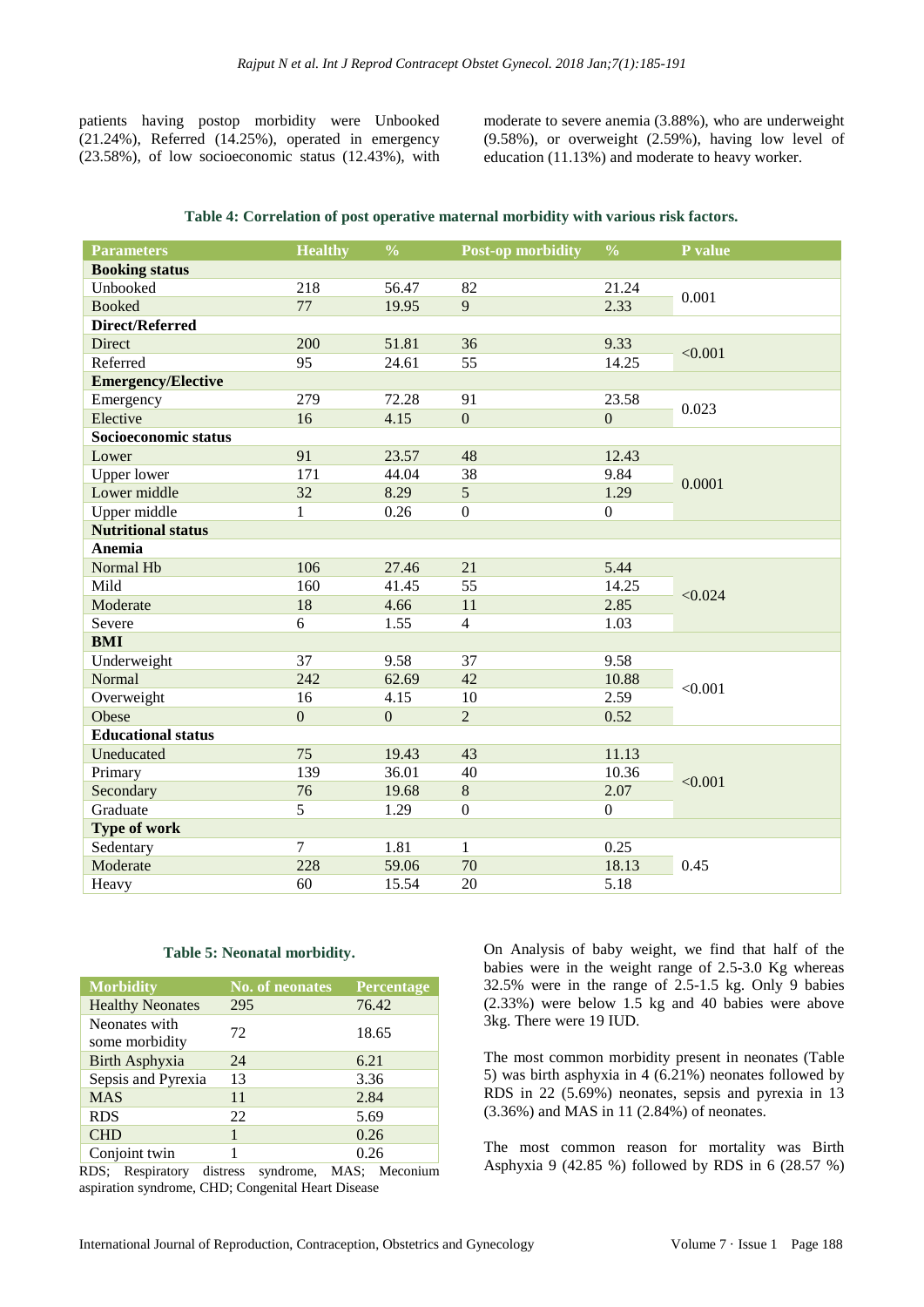patients having postop morbidity were Unbooked (21.24%), Referred (14.25%), operated in emergency (23.58%), of low socioeconomic status (12.43%), with moderate to severe anemia (3.88%), who are underweight (9.58%), or overweight (2.59%), having low level of education (11.13%) and moderate to heavy worker.

**Table 4: Correlation of post operative maternal morbidity with various risk factors.**

| Parameters | Healthy | % | Post-op morbidity | % | P value |
|---|---|---|---|---|---|
| **Booking status** | | | | | |
| Unbooked | 218 | 56.47 | 82 | 21.24 | 0.001 |
| Booked | 77 | 19.95 | 9 | 2.33 | |
| **Direct/Referred** | | | | | |
| Direct | 200 | 51.81 | 36 | 9.33 | <0.001 |
| Referred | 95 | 24.61 | 55 | 14.25 | |
| **Emergency/Elective** | | | | | |
| Emergency | 279 | 72.28 | 91 | 23.58 | 0.023 |
| Elective | 16 | 4.15 | 0 | 0 | |
| **Socioeconomic status** | | | | | |
| Lower | 91 | 23.57 | 48 | 12.43 | 0.0001 |
| Upper lower | 171 | 44.04 | 38 | 9.84 | |
| Lower middle | 32 | 8.29 | 5 | 1.29 | |
| Upper middle | 1 | 0.26 | 0 | 0 | |
| **Nutritional status** | | | | | |
| **Anemia** | | | | | |
| Normal Hb | 106 | 27.46 | 21 | 5.44 | <0.024 |
| Mild | 160 | 41.45 | 55 | 14.25 | |
| Moderate | 18 | 4.66 | 11 | 2.85 | |
| Severe | 6 | 1.55 | 4 | 1.03 | |
| **BMI** | | | | | |
| Underweight | 37 | 9.58 | 37 | 9.58 | <0.001 |
| Normal | 242 | 62.69 | 42 | 10.88 | |
| Overweight | 16 | 4.15 | 10 | 2.59 | |
| Obese | 0 | 0 | 2 | 0.52 | |
| **Educational status** | | | | | |
| Uneducated | 75 | 19.43 | 43 | 11.13 | <0.001 |
| Primary | 139 | 36.01 | 40 | 10.36 | |
| Secondary | 76 | 19.68 | 8 | 2.07 | |
| Graduate | 5 | 1.29 | 0 | 0 | |
| **Type of work** | | | | | |
| Sedentary | 7 | 1.81 | 1 | 0.25 | 0.45 |
| Moderate | 228 | 59.06 | 70 | 18.13 | |
| Heavy | 60 | 15.54 | 20 | 5.18 | |

**Table 5: Neonatal morbidity.**

| Morbidity | No. of neonates | Percentage |
|---|---|---|
| Healthy Neonates | 295 | 76.42 |
| Neonates with some morbidity | 72 | 18.65 |
| Birth Asphyxia | 24 | 6.21 |
| Sepsis and Pyrexia | 13 | 3.36 |
| MAS | 11 | 2.84 |
| RDS | 22 | 5.69 |
| CHD | 1 | 0.26 |
| Conjoint twin | 1 | 0.26 |

RDS; Respiratory distress syndrome, MAS; Meconium aspiration syndrome, CHD; Congenital Heart Disease

On Analysis of baby weight, we find that half of the babies were in the weight range of 2.5-3.0 Kg whereas 32.5% were in the range of 2.5-1.5 kg. Only 9 babies (2.33%) were below 1.5 kg and 40 babies were above 3kg. There were 19 IUD.

The most common morbidity present in neonates (Table 5) was birth asphyxia in 4 (6.21%) neonates followed by RDS in 22 (5.69%) neonates, sepsis and pyrexia in 13 (3.36%) and MAS in 11 (2.84%) of neonates.

The most common reason for mortality was Birth Asphyxia 9 (42.85 %) followed by RDS in 6 (28.57 %)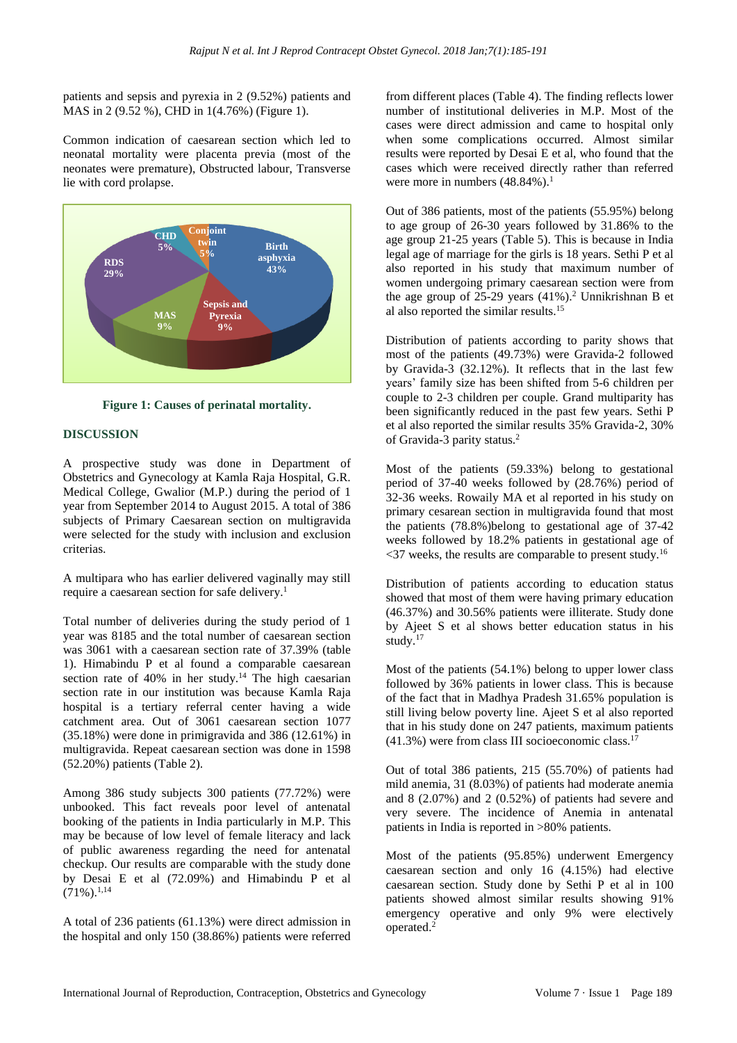patients and sepsis and pyrexia in 2 (9.52%) patients and MAS in 2 (9.52 %), CHD in 1(4.76%) (Figure 1).

Common indication of caesarean section which led to neonatal mortality were placenta previa (most of the neonates were premature), Obstructed labour, Transverse lie with cord prolapse.

**Figure 1: Causes of perinatal mortality.**

## DISCUSSION

A prospective study was done in Department of Obstetrics and Gynecology at Kamla Raja Hospital, G.R. Medical College, Gwalior (M.P.) during the period of 1 year from September 2014 to August 2015. A total of 386 subjects of Primary Caesarean section on multigravida were selected for the study with inclusion and exclusion criterias.

A multipara who has earlier delivered vaginally may still require a caesarean section for safe delivery.[1]

Total number of deliveries during the study period of 1 year was 8185 and the total number of caesarean section was 3061 with a caesarean section rate of 37.39% (table 1). Himabindu P et al found a comparable caesarean section rate of 40% in her study.[14] The high caesarian section rate in our institution was because Kamla Raja hospital is a tertiary referral center having a wide catchment area. Out of 3061 caesarean section 1077 (35.18%) were done in primigravida and 386 (12.61%) in multigravida. Repeat caesarean section was done in 1598 (52.20%) patients (Table 2).

Among 386 study subjects 300 patients (77.72%) were unbooked. This fact reveals poor level of antenatal booking of the patients in India particularly in M.P. This may be because of low level of female literacy and lack of public awareness regarding the need for antenatal checkup. Our results are comparable with the study done by Desai E et al (72.09%) and Himabindu P et al (71%).[1,14]

A total of 236 patients (61.13%) were direct admission in the hospital and only 150 (38.86%) patients were referred from different places (Table 4). The finding reflects lower number of institutional deliveries in M.P. Most of the cases were direct admission and came to hospital only when some complications occurred. Almost similar results were reported by Desai E et al, who found that the cases which were received directly rather than referred were more in numbers (48.84%).[1]

Out of 386 patients, most of the patients (55.95%) belong to age group of 26-30 years followed by 31.86% to the age group 21-25 years (Table 5). This is because in India legal age of marriage for the girls is 18 years. Sethi P et al also reported in his study that maximum number of women undergoing primary caesarean section were from the age group of 25-29 years (41%).[2] Unnikrishnan B et al also reported the similar results.[15]

Distribution of patients according to parity shows that most of the patients (49.73%) were Gravida-2 followed by Gravida-3 (32.12%). It reflects that in the last few years' family size has been shifted from 5-6 children per couple to 2-3 children per couple. Grand multiparity has been significantly reduced in the past few years. Sethi P et al also reported the similar results 35% Gravida-2, 30% of Gravida-3 parity status.[2]

Most of the patients (59.33%) belong to gestational period of 37-40 weeks followed by (28.76%) period of 32-36 weeks. Rowaily MA et al reported in his study on primary cesarean section in multigravida found that most the patients (78.8%)belong to gestational age of 37-42 weeks followed by 18.2% patients in gestational age of <37 weeks, the results are comparable to present study.[16]

Distribution of patients according to education status showed that most of them were having primary education (46.37%) and 30.56% patients were illiterate. Study done by Ajeet S et al shows better education status in his study.[17]

Most of the patients (54.1%) belong to upper lower class followed by 36% patients in lower class. This is because of the fact that in Madhya Pradesh 31.65% population is still living below poverty line. Ajeet S et al also reported that in his study done on 247 patients, maximum patients (41.3%) were from class III socioeconomic class.[17]

Out of total 386 patients, 215 (55.70%) of patients had mild anemia, 31 (8.03%) of patients had moderate anemia and 8 (2.07%) and 2 (0.52%) of patients had severe and very severe. The incidence of Anemia in antenatal patients in India is reported in >80% patients.

Most of the patients (95.85%) underwent Emergency caesarean section and only 16 (4.15%) had elective caesarean section. Study done by Sethi P et al in 100 patients showed almost similar results showing 91% emergency operative and only 9% were electively operated.[2]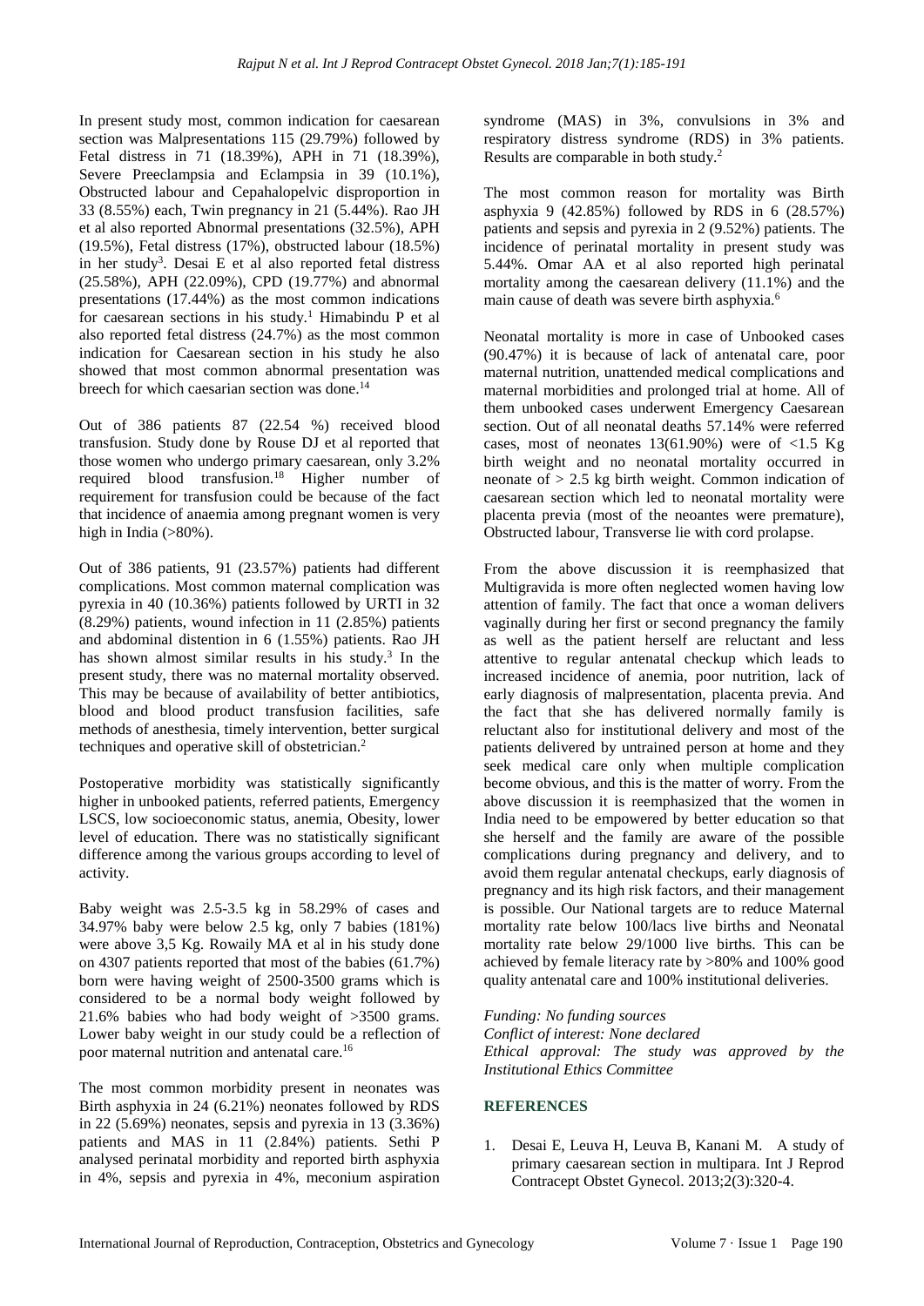In present study most, common indication for caesarean section was Malpresentations 115 (29.79%) followed by Fetal distress in 71 (18.39%), APH in 71 (18.39%), Severe Preeclampsia and Eclampsia in 39 (10.1%), Obstructed labour and Cepahalopelvic disproportion in 33 (8.55%) each, Twin pregnancy in 21 (5.44%). Rao JH et al also reported Abnormal presentations (32.5%), APH (19.5%), Fetal distress (17%), obstructed labour (18.5%) in her study[3]. Desai E et al also reported fetal distress (25.58%), APH (22.09%), CPD (19.77%) and abnormal presentations (17.44%) as the most common indications for caesarean sections in his study.[1] Himabindu P et al also reported fetal distress (24.7%) as the most common indication for Caesarean section in his study he also showed that most common abnormal presentation was breech for which caesarian section was done.[14]

Out of 386 patients 87 (22.54 %) received blood transfusion. Study done by Rouse DJ et al reported that those women who undergo primary caesarean, only 3.2% required blood transfusion.[18] Higher number of requirement for transfusion could be because of the fact that incidence of anaemia among pregnant women is very high in India (>80%).

Out of 386 patients, 91 (23.57%) patients had different complications. Most common maternal complication was pyrexia in 40 (10.36%) patients followed by URTI in 32 (8.29%) patients, wound infection in 11 (2.85%) patients and abdominal distention in 6 (1.55%) patients. Rao JH has shown almost similar results in his study.[3] In the present study, there was no maternal mortality observed. This may be because of availability of better antibiotics, blood and blood product transfusion facilities, safe methods of anesthesia, timely intervention, better surgical techniques and operative skill of obstetrician.[2]

Postoperative morbidity was statistically significantly higher in unbooked patients, referred patients, Emergency LSCS, low socioeconomic status, anemia, Obesity, lower level of education. There was no statistically significant difference among the various groups according to level of activity.

Baby weight was 2.5-3.5 kg in 58.29% of cases and 34.97% baby were below 2.5 kg, only 7 babies (181%) were above 3,5 Kg. Rowaily MA et al in his study done on 4307 patients reported that most of the babies (61.7%) born were having weight of 2500-3500 grams which is considered to be a normal body weight followed by 21.6% babies who had body weight of >3500 grams. Lower baby weight in our study could be a reflection of poor maternal nutrition and antenatal care.[16]

The most common morbidity present in neonates was Birth asphyxia in 24 (6.21%) neonates followed by RDS in 22 (5.69%) neonates, sepsis and pyrexia in 13 (3.36%) patients and MAS in 11 (2.84%) patients. Sethi P analysed perinatal morbidity and reported birth asphyxia in 4%, sepsis and pyrexia in 4%, meconium aspiration syndrome (MAS) in 3%, convulsions in 3% and respiratory distress syndrome (RDS) in 3% patients. Results are comparable in both study.[2]

The most common reason for mortality was Birth asphyxia 9 (42.85%) followed by RDS in 6 (28.57%) patients and sepsis and pyrexia in 2 (9.52%) patients. The incidence of perinatal mortality in present study was 5.44%. Omar AA et al also reported high perinatal mortality among the caesarean delivery (11.1%) and the main cause of death was severe birth asphyxia.[6]

Neonatal mortality is more in case of Unbooked cases (90.47%) it is because of lack of antenatal care, poor maternal nutrition, unattended medical complications and maternal morbidities and prolonged trial at home. All of them unbooked cases underwent Emergency Caesarean section. Out of all neonatal deaths 57.14% were referred cases, most of neonates 13(61.90%) were of <1.5 Kg birth weight and no neonatal mortality occurred in neonate of > 2.5 kg birth weight. Common indication of caesarean section which led to neonatal mortality were placenta previa (most of the neoantes were premature), Obstructed labour, Transverse lie with cord prolapse.

From the above discussion it is reemphasized that Multigravida is more often neglected women having low attention of family. The fact that once a woman delivers vaginally during her first or second pregnancy the family as well as the patient herself are reluctant and less attentive to regular antenatal checkup which leads to increased incidence of anemia, poor nutrition, lack of early diagnosis of malpresentation, placenta previa. And the fact that she has delivered normally family is reluctant also for institutional delivery and most of the patients delivered by untrained person at home and they seek medical care only when multiple complication become obvious, and this is the matter of worry. From the above discussion it is reemphasized that the women in India need to be empowered by better education so that she herself and the family are aware of the possible complications during pregnancy and delivery, and to avoid them regular antenatal checkups, early diagnosis of pregnancy and its high risk factors, and their management is possible. Our National targets are to reduce Maternal mortality rate below 100/lacs live births and Neonatal mortality rate below 29/1000 live births. This can be achieved by female literacy rate by >80% and 100% good quality antenatal care and 100% institutional deliveries.

*Funding: No funding sources*
*Conflict of interest: None declared*
*Ethical approval: The study was approved by the Institutional Ethics Committee*

## REFERENCES

1. Desai E, Leuva H, Leuva B, Kanani M. A study of primary caesarean section in multipara. Int J Reprod Contracept Obstet Gynecol. 2013;2(3):320-4.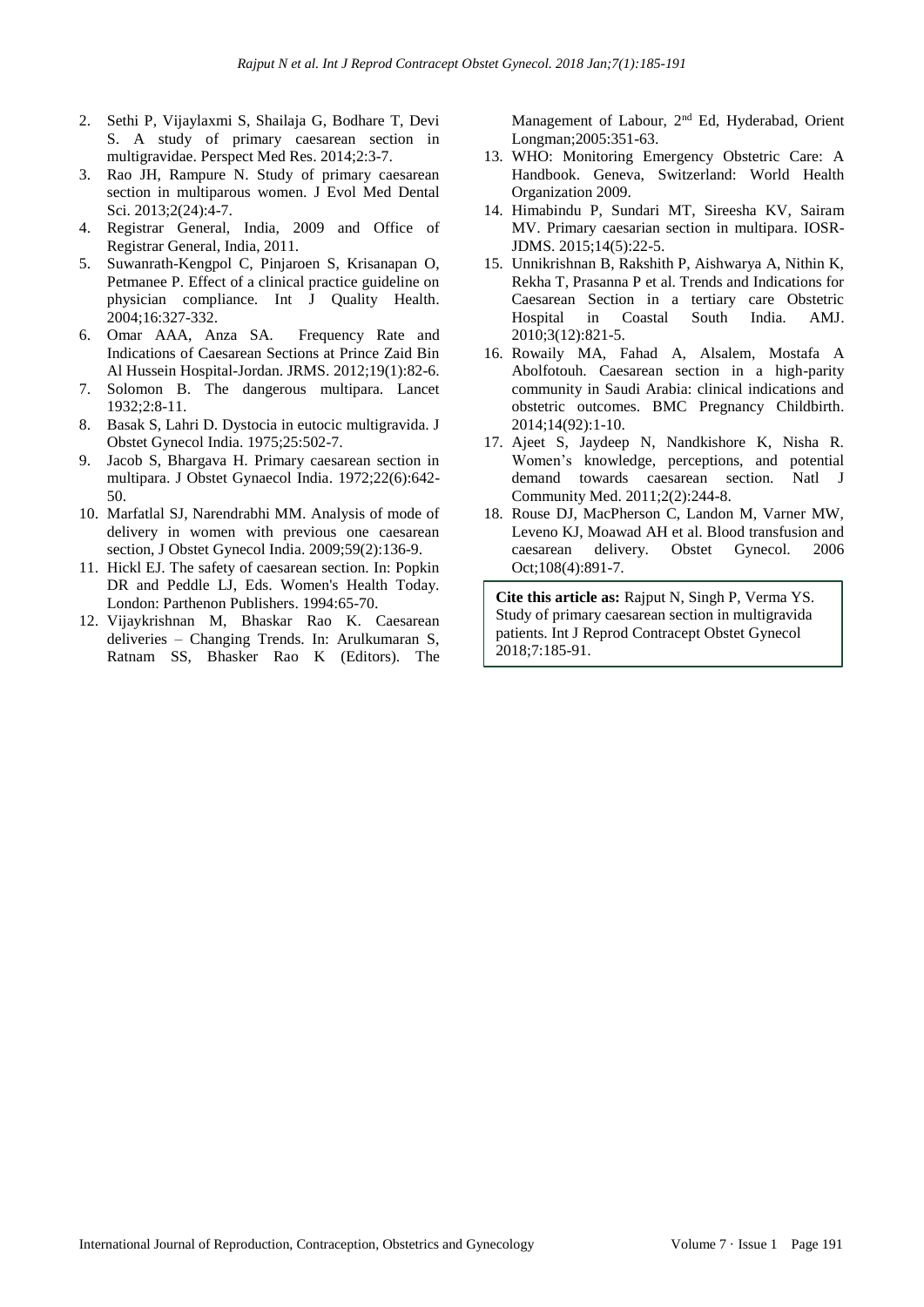2. Sethi P, Vijaylaxmi S, Shailaja G, Bodhare T, Devi S. A study of primary caesarean section in multigravidae. Perspect Med Res. 2014;2:3-7.
3. Rao JH, Rampure N. Study of primary caesarean section in multiparous women. J Evol Med Dental Sci. 2013;2(24):4-7.
4. Registrar General, India, 2009 and Office of Registrar General, India, 2011.
5. Suwanrath-Kengpol C, Pinjaroen S, Krisanapan O, Petmanee P. Effect of a clinical practice guideline on physician compliance. Int J Quality Health. 2004;16:327-332.
6. Omar AAA, Anza SA. Frequency Rate and Indications of Caesarean Sections at Prince Zaid Bin Al Hussein Hospital-Jordan. JRMS. 2012;19(1):82-6.
7. Solomon B. The dangerous multipara. Lancet 1932;2:8-11.
8. Basak S, Lahri D. Dystocia in eutocic multigravida. J Obstet Gynecol India. 1975;25:502-7.
9. Jacob S, Bhargava H. Primary caesarean section in multipara. J Obstet Gynaecol India. 1972;22(6):642-50.
10. Marfatlal SJ, Narendrabhi MM. Analysis of mode of delivery in women with previous one caesarean section, J Obstet Gynecol India. 2009;59(2):136-9.
11. Hickl EJ. The safety of caesarean section. In: Popkin DR and Peddle LJ, Eds. Women's Health Today. London: Parthenon Publishers. 1994:65-70.
12. Vijaykrishnan M, Bhaskar Rao K. Caesarean deliveries – Changing Trends. In: Arulkumaran S, Ratnam SS, Bhasker Rao K (Editors). The Management of Labour, 2nd Ed, Hyderabad, Orient Longman;2005:351-63.
13. WHO: Monitoring Emergency Obstetric Care: A Handbook. Geneva, Switzerland: World Health Organization 2009.
14. Himabindu P, Sundari MT, Sireesha KV, Sairam MV. Primary caesarian section in multipara. IOSR-JDMS. 2015;14(5):22-5.
15. Unnikrishnan B, Rakshith P, Aishwarya A, Nithin K, Rekha T, Prasanna P et al. Trends and Indications for Caesarean Section in a tertiary care Obstetric Hospital in Coastal South India. AMJ. 2010;3(12):821-5.
16. Rowaily MA, Fahad A, Alsalem, Mostafa A Abolfotouh. Caesarean section in a high-parity community in Saudi Arabia: clinical indications and obstetric outcomes. BMC Pregnancy Childbirth. 2014;14(92):1-10.
17. Ajeet S, Jaydeep N, Nandkishore K, Nisha R. Women's knowledge, perceptions, and potential demand towards caesarean section. Natl J Community Med. 2011;2(2):244-8.
18. Rouse DJ, MacPherson C, Landon M, Varner MW, Leveno KJ, Moawad AH et al. Blood transfusion and caesarean delivery. Obstet Gynecol. 2006 Oct;108(4):891-7.

**Cite this article as:** Rajput N, Singh P, Verma YS. Study of primary caesarean section in multigravida patients. Int J Reprod Contracept Obstet Gynecol 2018;7:185-91.